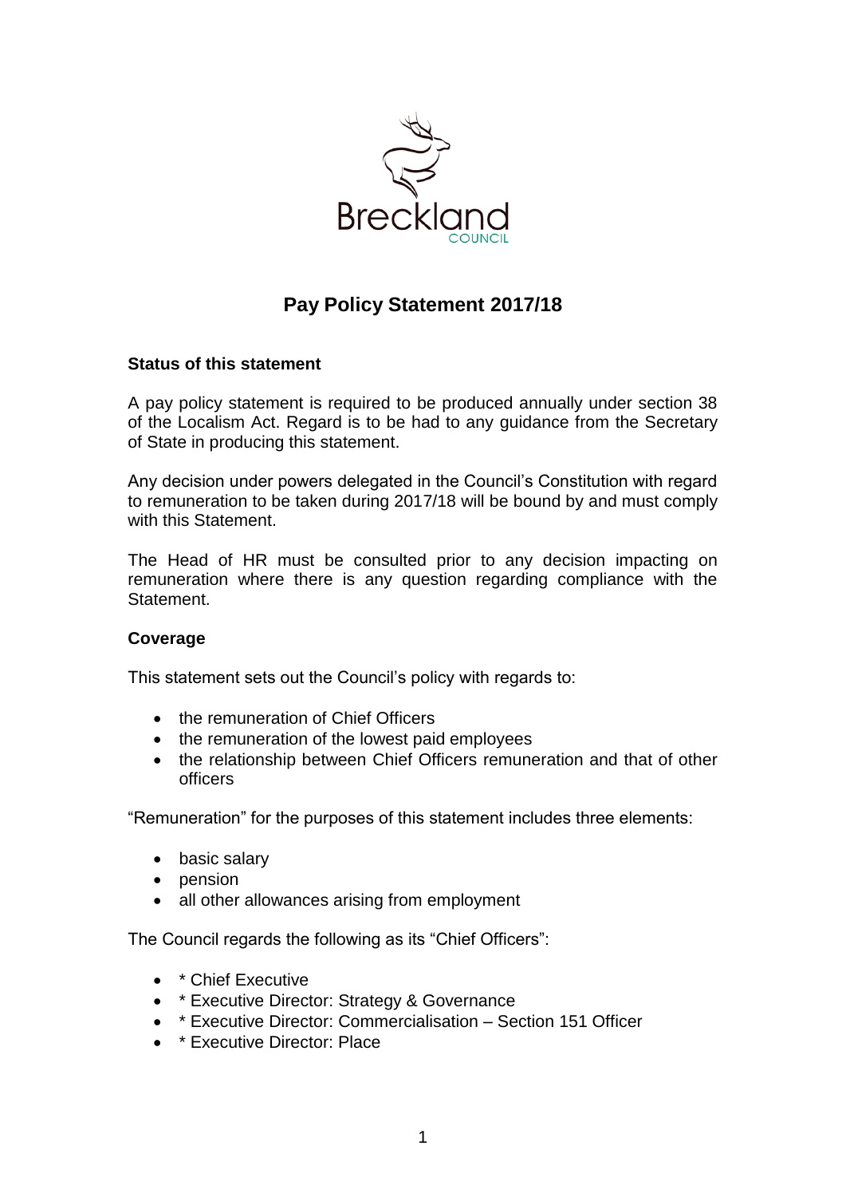# Pay Policy Statement 2017/18

## Status of this statement

A pay policy statement is required to be produced annually under section 38 of the Localism Act. Regard is to be had to any guidance from the Secretary of State in producing this statement.

Any decision under powers delegated in the Council's Constitution with regard to remuneration to be taken during 2017/18 will be bound by and must comply with this Statement.

The Head of HR must be consulted prior to any decision impacting on remuneration where there is any question regarding compliance with the Statement.

## Coverage

This statement sets out the Council's policy with regards to:

- the remuneration of Chief Officers
- the remuneration of the lowest paid employees
- the relationship between Chief Officers remuneration and that of other officers

"Remuneration" for the purposes of this statement includes three elements:

- basic salary
- pension
- all other allowances arising from employment

The Council regards the following as its "Chief Officers":

- * Chief Executive
- * Executive Director: Strategy & Governance
- * Executive Director: Commercialisation – Section 151 Officer
- * Executive Director: Place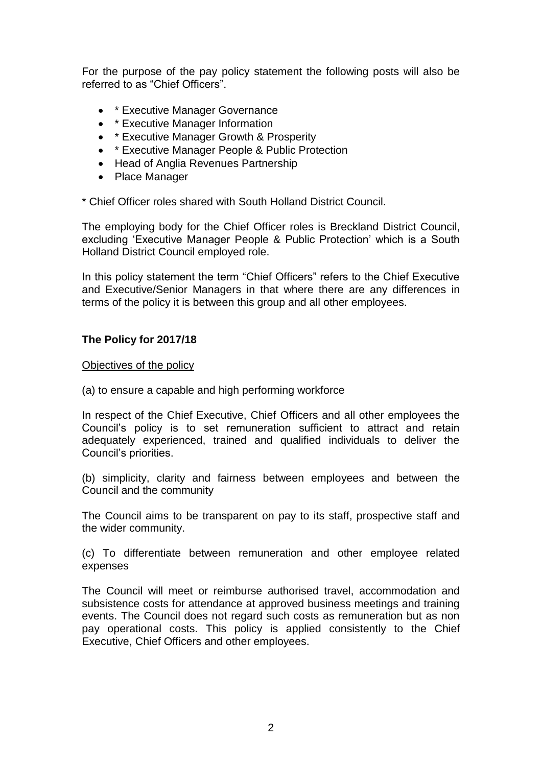For the purpose of the pay policy statement the following posts will also be referred to as "Chief Officers".

- * Executive Manager Governance
- * Executive Manager Information
- * Executive Manager Growth & Prosperity
- * Executive Manager People & Public Protection
- Head of Anglia Revenues Partnership
- Place Manager

* Chief Officer roles shared with South Holland District Council.

The employing body for the Chief Officer roles is Breckland District Council, excluding 'Executive Manager People & Public Protection' which is a South Holland District Council employed role.

In this policy statement the term "Chief Officers" refers to the Chief Executive and Executive/Senior Managers in that where there are any differences in terms of the policy it is between this group and all other employees.

**The Policy for 2017/18**

<u>Objectives of the policy</u>

(a) to ensure a capable and high performing workforce

In respect of the Chief Executive, Chief Officers and all other employees the Council's policy is to set remuneration sufficient to attract and retain adequately experienced, trained and qualified individuals to deliver the Council's priorities.

(b) simplicity, clarity and fairness between employees and between the Council and the community

The Council aims to be transparent on pay to its staff, prospective staff and the wider community.

(c) To differentiate between remuneration and other employee related expenses

The Council will meet or reimburse authorised travel, accommodation and subsistence costs for attendance at approved business meetings and training events. The Council does not regard such costs as remuneration but as non pay operational costs. This policy is applied consistently to the Chief Executive, Chief Officers and other employees.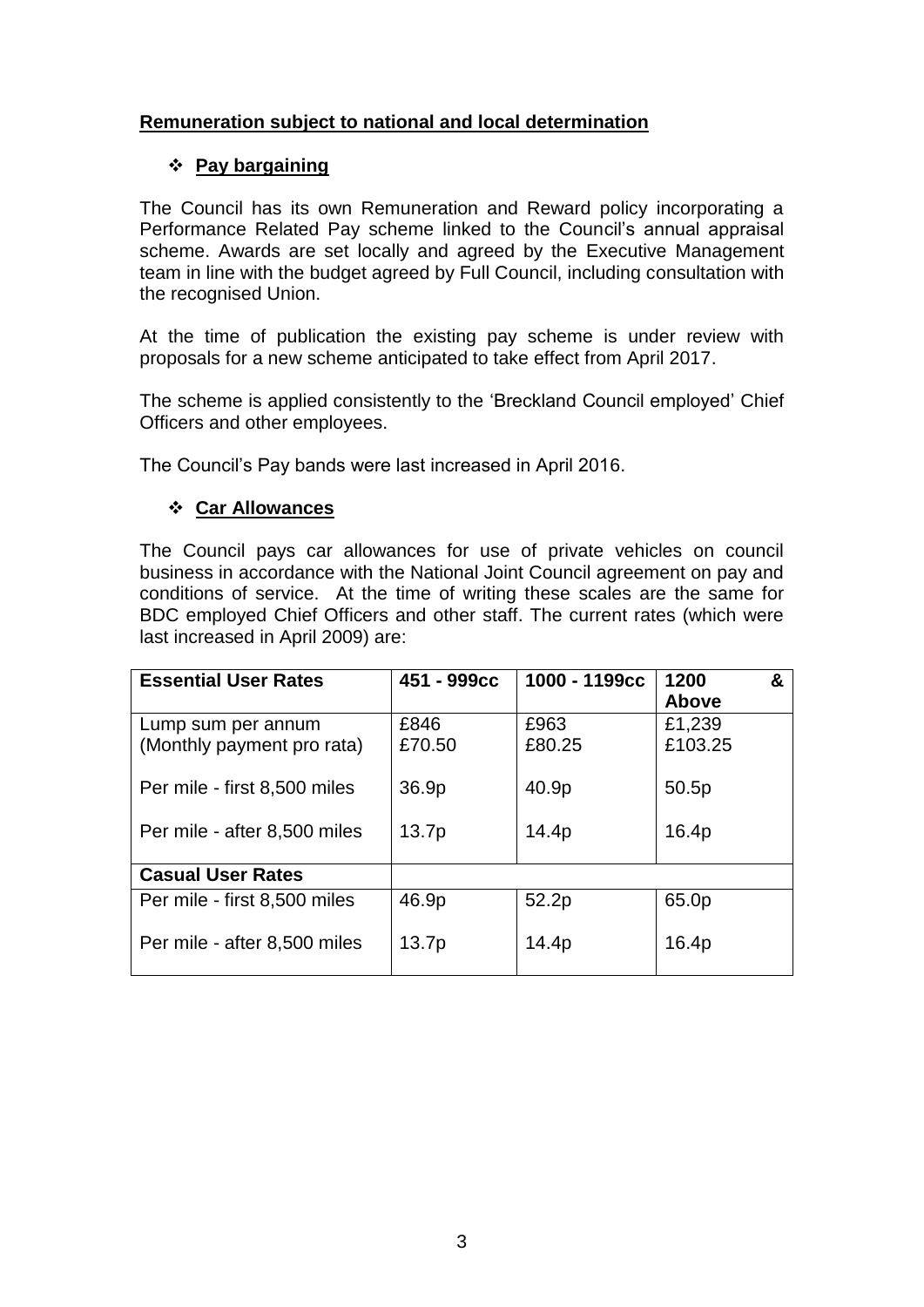## Remuneration subject to national and local determination

### ❖ Pay bargaining

The Council has its own Remuneration and Reward policy incorporating a Performance Related Pay scheme linked to the Council's annual appraisal scheme. Awards are set locally and agreed by the Executive Management team in line with the budget agreed by Full Council, including consultation with the recognised Union.

At the time of publication the existing pay scheme is under review with proposals for a new scheme anticipated to take effect from April 2017.

The scheme is applied consistently to the 'Breckland Council employed' Chief Officers and other employees.

The Council's Pay bands were last increased in April 2016.

### ❖ Car Allowances

The Council pays car allowances for use of private vehicles on council business in accordance with the National Joint Council agreement on pay and conditions of service. At the time of writing these scales are the same for BDC employed Chief Officers and other staff. The current rates (which were last increased in April 2009) are:

| **Essential User Rates** | **451 - 999cc** | **1000 - 1199cc** | **1200 & Above** |
|---|---|---|---|
| Lump sum per annum<br>(Monthly payment pro rata) | £846<br>£70.50 | £963<br>£80.25 | £1,239<br>£103.25 |
| Per mile - first 8,500 miles | 36.9p | 40.9p | 50.5p |
| Per mile - after 8,500 miles | 13.7p | 14.4p | 16.4p |
| **Casual User Rates** | | | |
| Per mile - first 8,500 miles | 46.9p | 52.2p | 65.0p |
| Per mile - after 8,500 miles | 13.7p | 14.4p | 16.4p |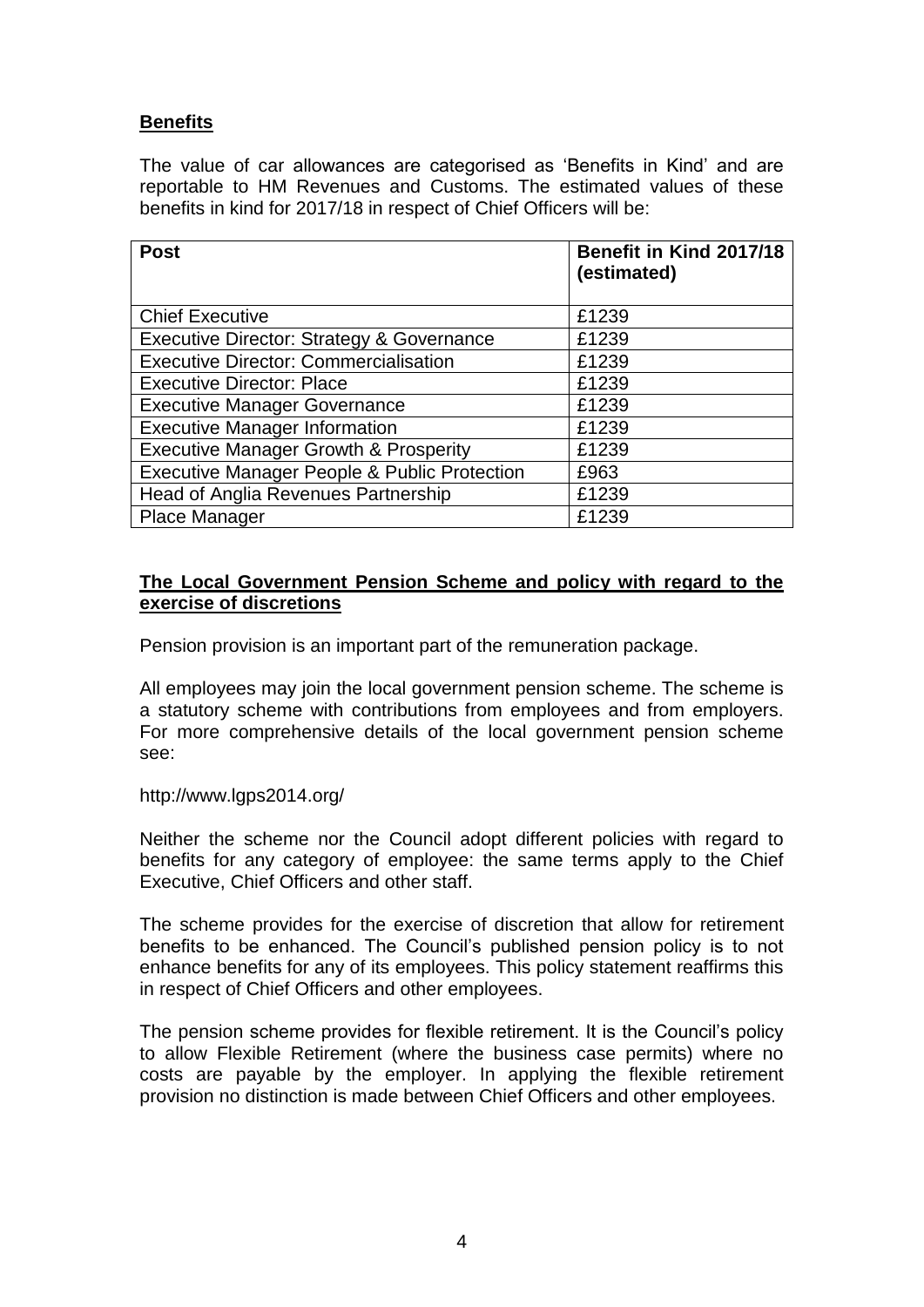**Benefits**

The value of car allowances are categorised as 'Benefits in Kind' and are reportable to HM Revenues and Customs. The estimated values of these benefits in kind for 2017/18 in respect of Chief Officers will be:

| Post | Benefit in Kind 2017/18 (estimated) |
|---|---|
| Chief Executive | £1239 |
| Executive Director: Strategy & Governance | £1239 |
| Executive Director: Commercialisation | £1239 |
| Executive Director: Place | £1239 |
| Executive Manager Governance | £1239 |
| Executive Manager Information | £1239 |
| Executive Manager Growth & Prosperity | £1239 |
| Executive Manager People & Public Protection | £963 |
| Head of Anglia Revenues Partnership | £1239 |
| Place Manager | £1239 |

**The Local Government Pension Scheme and policy with regard to the exercise of discretions**

Pension provision is an important part of the remuneration package.

All employees may join the local government pension scheme. The scheme is a statutory scheme with contributions from employees and from employers. For more comprehensive details of the local government pension scheme see:

http://www.lgps2014.org/

Neither the scheme nor the Council adopt different policies with regard to benefits for any category of employee: the same terms apply to the Chief Executive, Chief Officers and other staff.

The scheme provides for the exercise of discretion that allow for retirement benefits to be enhanced. The Council's published pension policy is to not enhance benefits for any of its employees. This policy statement reaffirms this in respect of Chief Officers and other employees.

The pension scheme provides for flexible retirement. It is the Council's policy to allow Flexible Retirement (where the business case permits) where no costs are payable by the employer. In applying the flexible retirement provision no distinction is made between Chief Officers and other employees.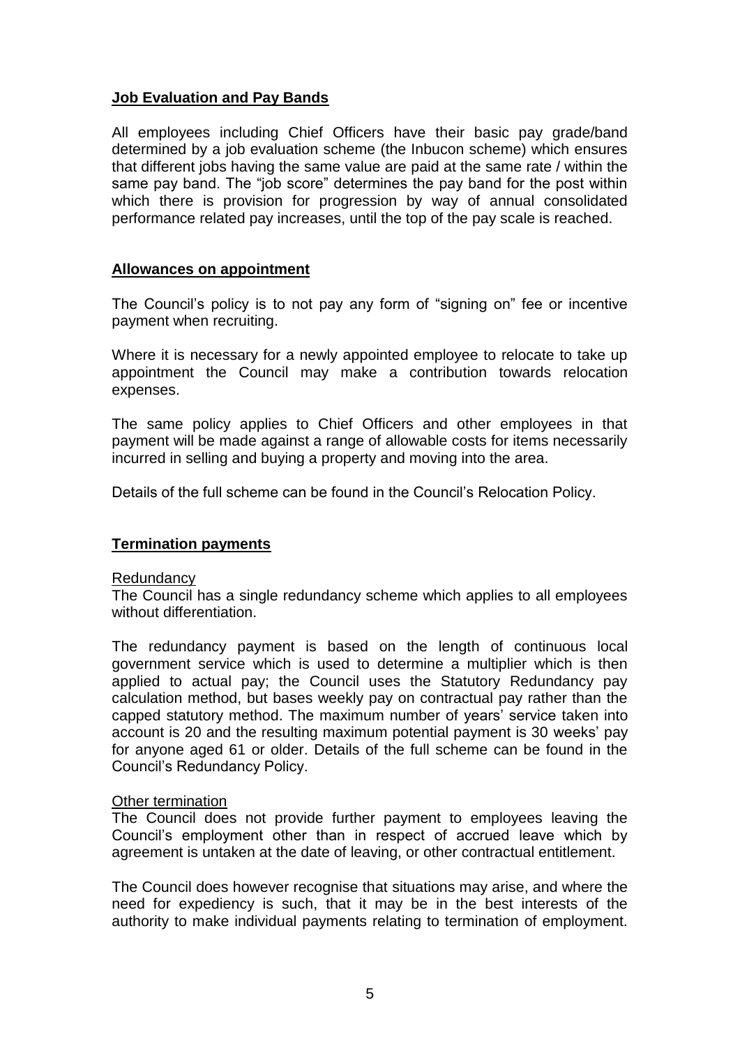## Job Evaluation and Pay Bands

All employees including Chief Officers have their basic pay grade/band determined by a job evaluation scheme (the Inbucon scheme) which ensures that different jobs having the same value are paid at the same rate / within the same pay band. The "job score" determines the pay band for the post within which there is provision for progression by way of annual consolidated performance related pay increases, until the top of the pay scale is reached.

## Allowances on appointment

The Council's policy is to not pay any form of "signing on" fee or incentive payment when recruiting.

Where it is necessary for a newly appointed employee to relocate to take up appointment the Council may make a contribution towards relocation expenses.

The same policy applies to Chief Officers and other employees in that payment will be made against a range of allowable costs for items necessarily incurred in selling and buying a property and moving into the area.

Details of the full scheme can be found in the Council's Relocation Policy.

## Termination payments

### Redundancy

The Council has a single redundancy scheme which applies to all employees without differentiation.

The redundancy payment is based on the length of continuous local government service which is used to determine a multiplier which is then applied to actual pay; the Council uses the Statutory Redundancy pay calculation method, but bases weekly pay on contractual pay rather than the capped statutory method. The maximum number of years' service taken into account is 20 and the resulting maximum potential payment is 30 weeks' pay for anyone aged 61 or older. Details of the full scheme can be found in the Council's Redundancy Policy.

### Other termination

The Council does not provide further payment to employees leaving the Council's employment other than in respect of accrued leave which by agreement is untaken at the date of leaving, or other contractual entitlement.

The Council does however recognise that situations may arise, and where the need for expediency is such, that it may be in the best interests of the authority to make individual payments relating to termination of employment.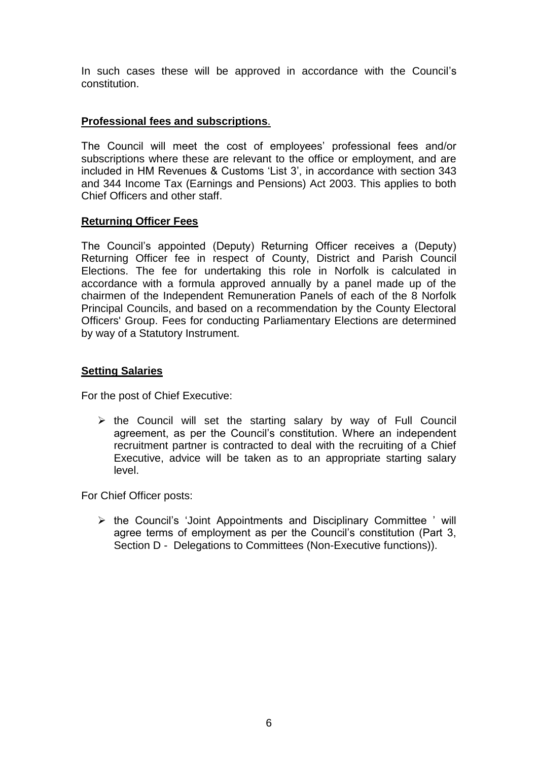In such cases these will be approved in accordance with the Council's constitution.

## Professional fees and subscriptions.

The Council will meet the cost of employees' professional fees and/or subscriptions where these are relevant to the office or employment, and are included in HM Revenues & Customs 'List 3', in accordance with section 343 and 344 Income Tax (Earnings and Pensions) Act 2003. This applies to both Chief Officers and other staff.

## Returning Officer Fees

The Council's appointed (Deputy) Returning Officer receives a (Deputy) Returning Officer fee in respect of County, District and Parish Council Elections. The fee for undertaking this role in Norfolk is calculated in accordance with a formula approved annually by a panel made up of the chairmen of the Independent Remuneration Panels of each of the 8 Norfolk Principal Councils, and based on a recommendation by the County Electoral Officers' Group. Fees for conducting Parliamentary Elections are determined by way of a Statutory Instrument.

## Setting Salaries

For the post of Chief Executive:

- the Council will set the starting salary by way of Full Council agreement, as per the Council's constitution. Where an independent recruitment partner is contracted to deal with the recruiting of a Chief Executive, advice will be taken as to an appropriate starting salary level.

For Chief Officer posts:

- the Council's 'Joint Appointments and Disciplinary Committee ' will agree terms of employment as per the Council's constitution (Part 3, Section D - Delegations to Committees (Non-Executive functions)).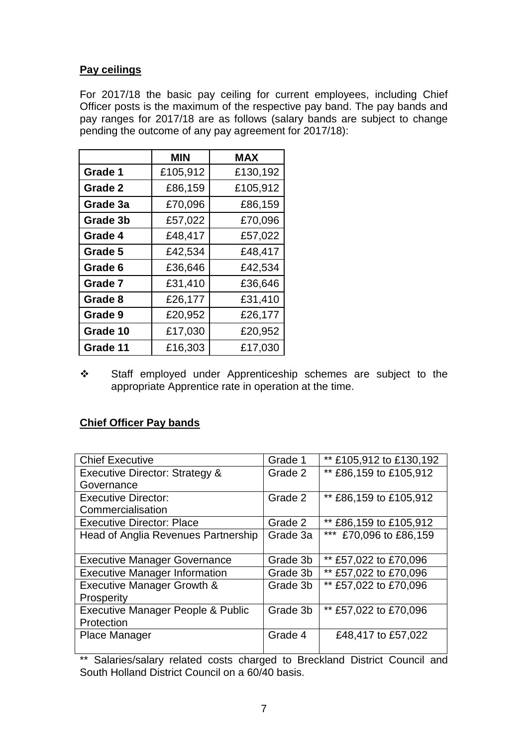**Pay ceilings**

For 2017/18 the basic pay ceiling for current employees, including Chief Officer posts is the maximum of the respective pay band. The pay bands and pay ranges for 2017/18 are as follows (salary bands are subject to change pending the outcome of any pay agreement for 2017/18):

| | MIN | MAX |
|---|---|---|
| **Grade 1** | £105,912 | £130,192 |
| **Grade 2** | £86,159 | £105,912 |
| **Grade 3a** | £70,096 | £86,159 |
| **Grade 3b** | £57,022 | £70,096 |
| **Grade 4** | £48,417 | £57,022 |
| **Grade 5** | £42,534 | £48,417 |
| **Grade 6** | £36,646 | £42,534 |
| **Grade 7** | £31,410 | £36,646 |
| **Grade 8** | £26,177 | £31,410 |
| **Grade 9** | £20,952 | £26,177 |
| **Grade 10** | £17,030 | £20,952 |
| **Grade 11** | £16,303 | £17,030 |

- ❖ Staff employed under Apprenticeship schemes are subject to the appropriate Apprentice rate in operation at the time.

**Chief Officer Pay bands**

| | | |
|---|---|---|
| Chief Executive | Grade 1 | ** £105,912 to £130,192 |
| Executive Director: Strategy & Governance | Grade 2 | ** £86,159 to £105,912 |
| Executive Director: Commercialisation | Grade 2 | ** £86,159 to £105,912 |
| Executive Director: Place | Grade 2 | ** £86,159 to £105,912 |
| Head of Anglia Revenues Partnership | Grade 3a | *** £70,096 to £86,159 |
| Executive Manager Governance | Grade 3b | ** £57,022 to £70,096 |
| Executive Manager Information | Grade 3b | ** £57,022 to £70,096 |
| Executive Manager Growth & Prosperity | Grade 3b | ** £57,022 to £70,096 |
| Executive Manager People & Public Protection | Grade 3b | ** £57,022 to £70,096 |
| Place Manager | Grade 4 | £48,417 to £57,022 |

** Salaries/salary related costs charged to Breckland District Council and South Holland District Council on a 60/40 basis.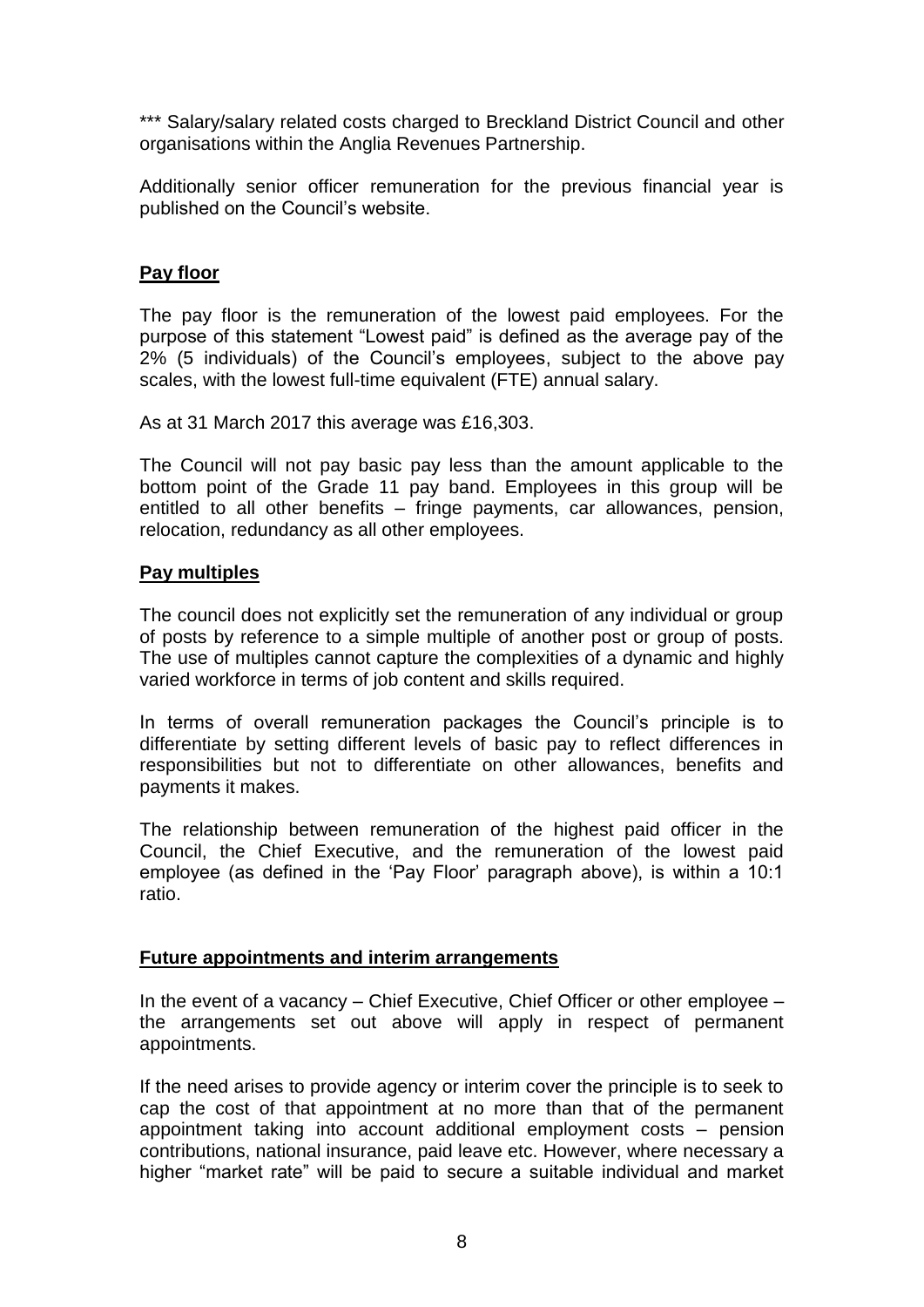*** Salary/salary related costs charged to Breckland District Council and other organisations within the Anglia Revenues Partnership.

Additionally senior officer remuneration for the previous financial year is published on the Council's website.

## Pay floor

The pay floor is the remuneration of the lowest paid employees. For the purpose of this statement "Lowest paid" is defined as the average pay of the 2% (5 individuals) of the Council's employees, subject to the above pay scales, with the lowest full-time equivalent (FTE) annual salary.

As at 31 March 2017 this average was £16,303.

The Council will not pay basic pay less than the amount applicable to the bottom point of the Grade 11 pay band. Employees in this group will be entitled to all other benefits – fringe payments, car allowances, pension, relocation, redundancy as all other employees.

## Pay multiples

The council does not explicitly set the remuneration of any individual or group of posts by reference to a simple multiple of another post or group of posts. The use of multiples cannot capture the complexities of a dynamic and highly varied workforce in terms of job content and skills required.

In terms of overall remuneration packages the Council's principle is to differentiate by setting different levels of basic pay to reflect differences in responsibilities but not to differentiate on other allowances, benefits and payments it makes.

The relationship between remuneration of the highest paid officer in the Council, the Chief Executive, and the remuneration of the lowest paid employee (as defined in the 'Pay Floor' paragraph above), is within a 10:1 ratio.

## Future appointments and interim arrangements

In the event of a vacancy – Chief Executive, Chief Officer or other employee – the arrangements set out above will apply in respect of permanent appointments.

If the need arises to provide agency or interim cover the principle is to seek to cap the cost of that appointment at no more than that of the permanent appointment taking into account additional employment costs – pension contributions, national insurance, paid leave etc. However, where necessary a higher "market rate" will be paid to secure a suitable individual and market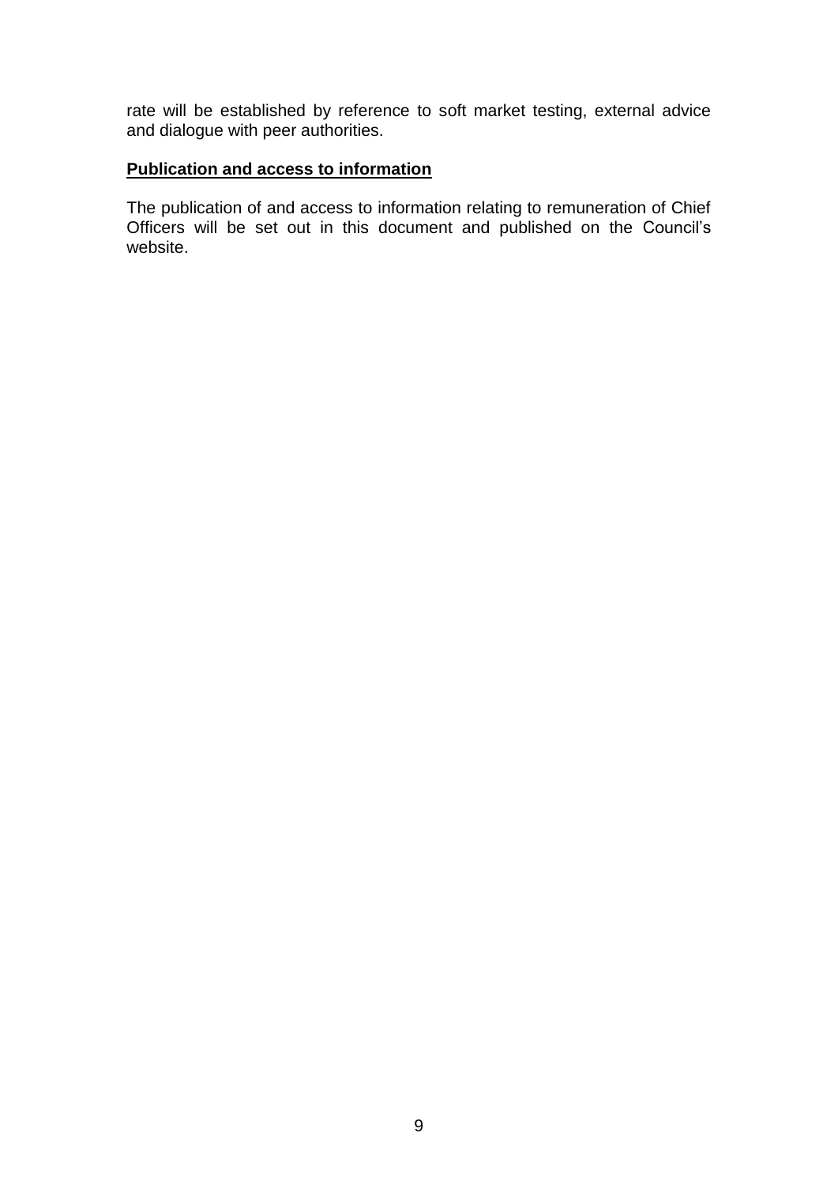rate will be established by reference to soft market testing, external advice and dialogue with peer authorities.

**Publication and access to information**

The publication of and access to information relating to remuneration of Chief Officers will be set out in this document and published on the Council's website.